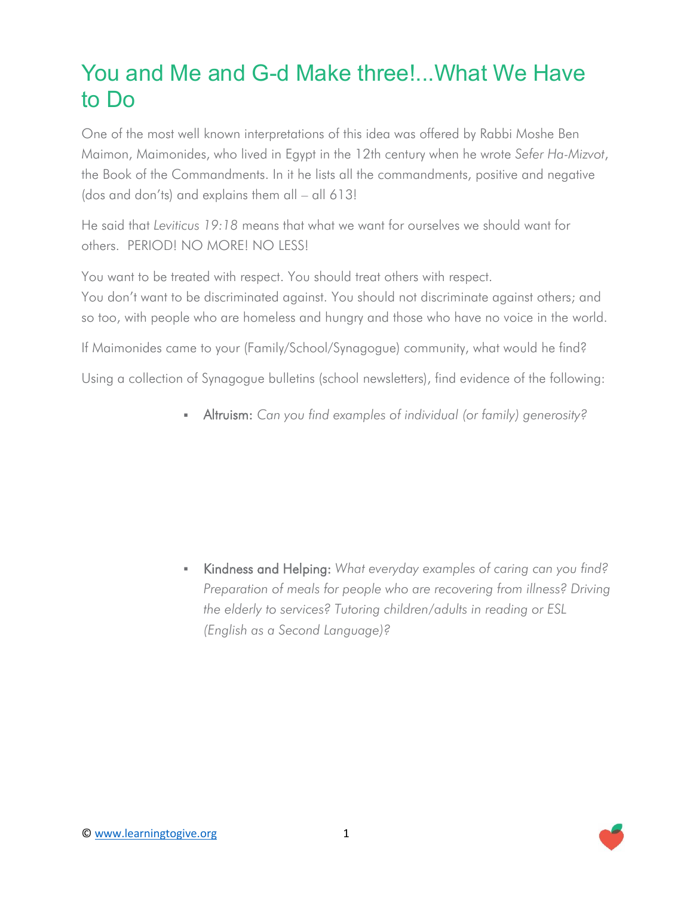# You and Me and G-d Make three!...What We Have to Do

One of the most well known interpretations of this idea was offered by Rabbi Moshe Ben Maimon, Maimonides, who lived in Egypt in the 12th century when he wrote *Sefer Ha-Mizvot*, the Book of the Commandments. In it he lists all the commandments, positive and negative (dos and don'ts) and explains them all – all 613!

He said that *Leviticus 19:18* means that what we want for ourselves we should want for others. PERIOD! NO MORE! NO LESS!

You want to be treated with respect. You should treat others with respect.
You don't want to be discriminated against. You should not discriminate against others; and so too, with people who are homeless and hungry and those who have no voice in the world.

If Maimonides came to your (Family/School/Synagogue) community, what would he find?

Using a collection of Synagogue bulletins (school newsletters), find evidence of the following:

- Altruism: *Can you find examples of individual (or family) generosity?*

- Kindness and Helping: *What everyday examples of caring can you find? Preparation of meals for people who are recovering from illness? Driving the elderly to services? Tutoring children/adults in reading or ESL (English as a Second Language)?*

© www.learningtogive.org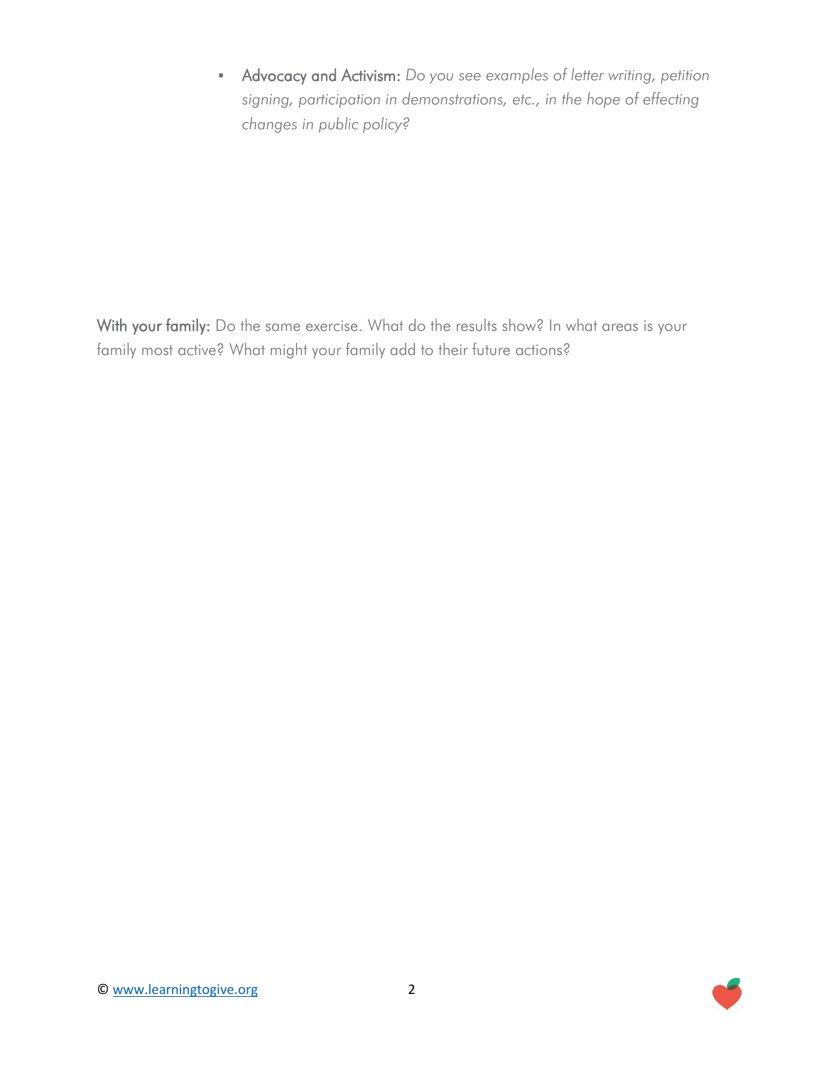- **Advocacy and Activism:** *Do you see examples of letter writing, petition signing, participation in demonstrations, etc., in the hope of effecting changes in public policy?*

**With your family:** Do the same exercise. What do the results show? In what areas is your family most active? What might your family add to their future actions?

© www.learningtogive.org